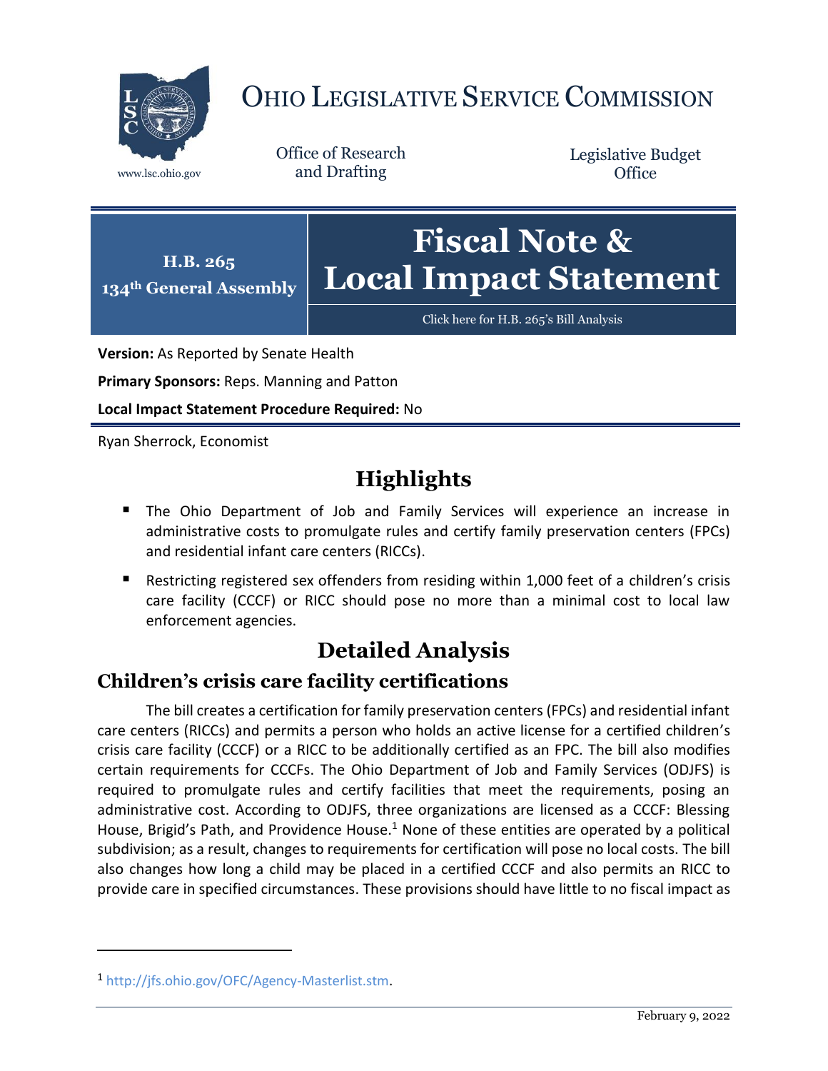# OHIO LEGISLATIVE SERVICE COMMISSION

www.lsc.ohio.gov

Office of Research and Drafting

Legislative Budget Office

**H.B. 265**
**134th General Assembly**

# Fiscal Note & Local Impact Statement

Click here for H.B. 265's Bill Analysis

**Version:** As Reported by Senate Health

**Primary Sponsors:** Reps. Manning and Patton

**Local Impact Statement Procedure Required:** No

Ryan Sherrock, Economist

## Highlights

- The Ohio Department of Job and Family Services will experience an increase in administrative costs to promulgate rules and certify family preservation centers (FPCs) and residential infant care centers (RICCs).
- Restricting registered sex offenders from residing within 1,000 feet of a children's crisis care facility (CCCF) or RICC should pose no more than a minimal cost to local law enforcement agencies.

## Detailed Analysis

### Children's crisis care facility certifications

The bill creates a certification for family preservation centers (FPCs) and residential infant care centers (RICCs) and permits a person who holds an active license for a certified children's crisis care facility (CCCF) or a RICC to be additionally certified as an FPC. The bill also modifies certain requirements for CCCFs. The Ohio Department of Job and Family Services (ODJFS) is required to promulgate rules and certify facilities that meet the requirements, posing an administrative cost. According to ODJFS, three organizations are licensed as a CCCF: Blessing House, Brigid's Path, and Providence House.[1] None of these entities are operated by a political subdivision; as a result, changes to requirements for certification will pose no local costs. The bill also changes how long a child may be placed in a certified CCCF and also permits an RICC to provide care in specified circumstances. These provisions should have little to no fiscal impact as

---

[1] http://jfs.ohio.gov/OFC/Agency-Masterlist.stm.

February 9, 2022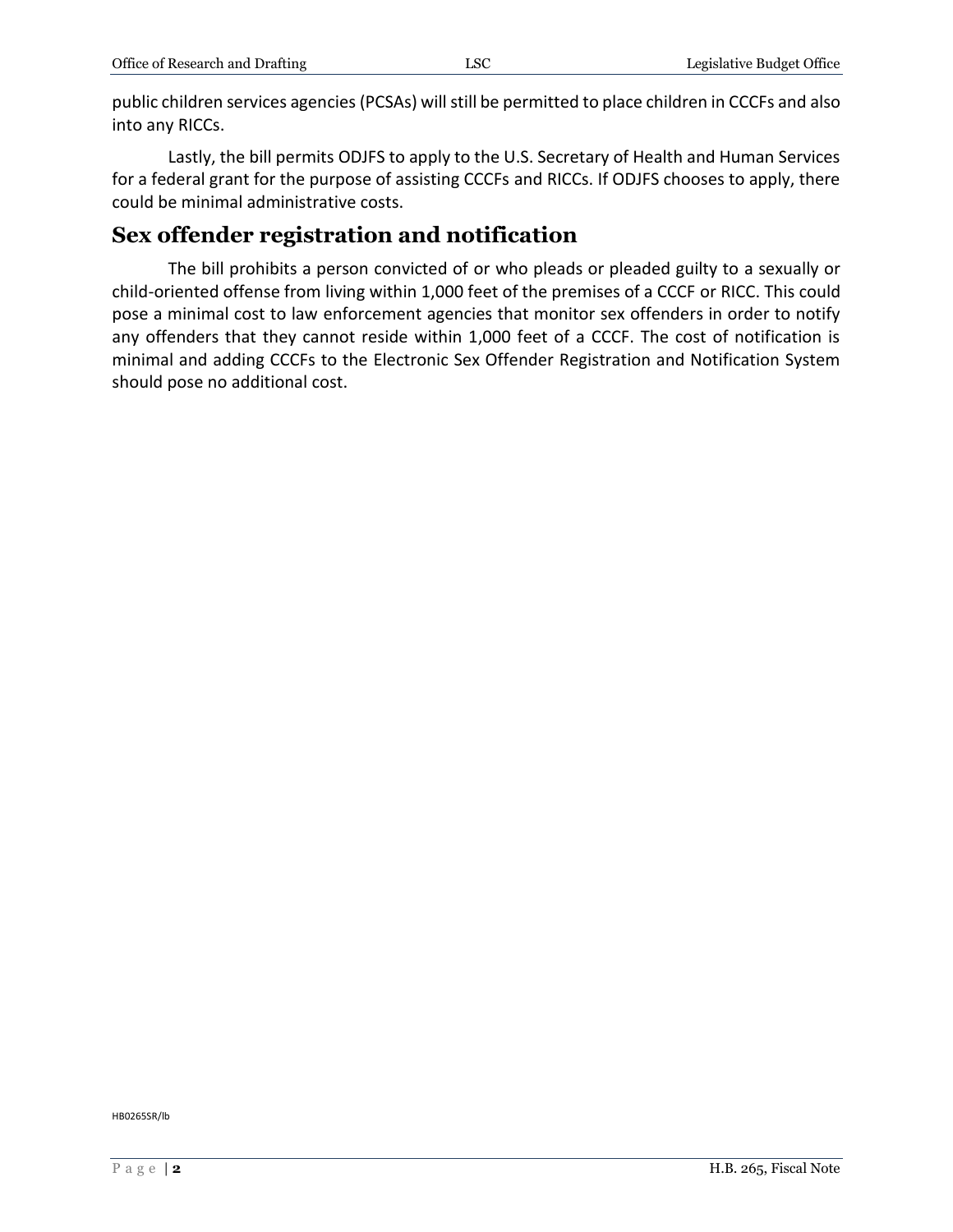public children services agencies (PCSAs) will still be permitted to place children in CCCFs and also into any RICCs.

Lastly, the bill permits ODJFS to apply to the U.S. Secretary of Health and Human Services for a federal grant for the purpose of assisting CCCFs and RICCs. If ODJFS chooses to apply, there could be minimal administrative costs.

## Sex offender registration and notification

The bill prohibits a person convicted of or who pleads or pleaded guilty to a sexually or child-oriented offense from living within 1,000 feet of the premises of a CCCF or RICC. This could pose a minimal cost to law enforcement agencies that monitor sex offenders in order to notify any offenders that they cannot reside within 1,000 feet of a CCCF. The cost of notification is minimal and adding CCCFs to the Electronic Sex Offender Registration and Notification System should pose no additional cost.

HB0265SR/lb